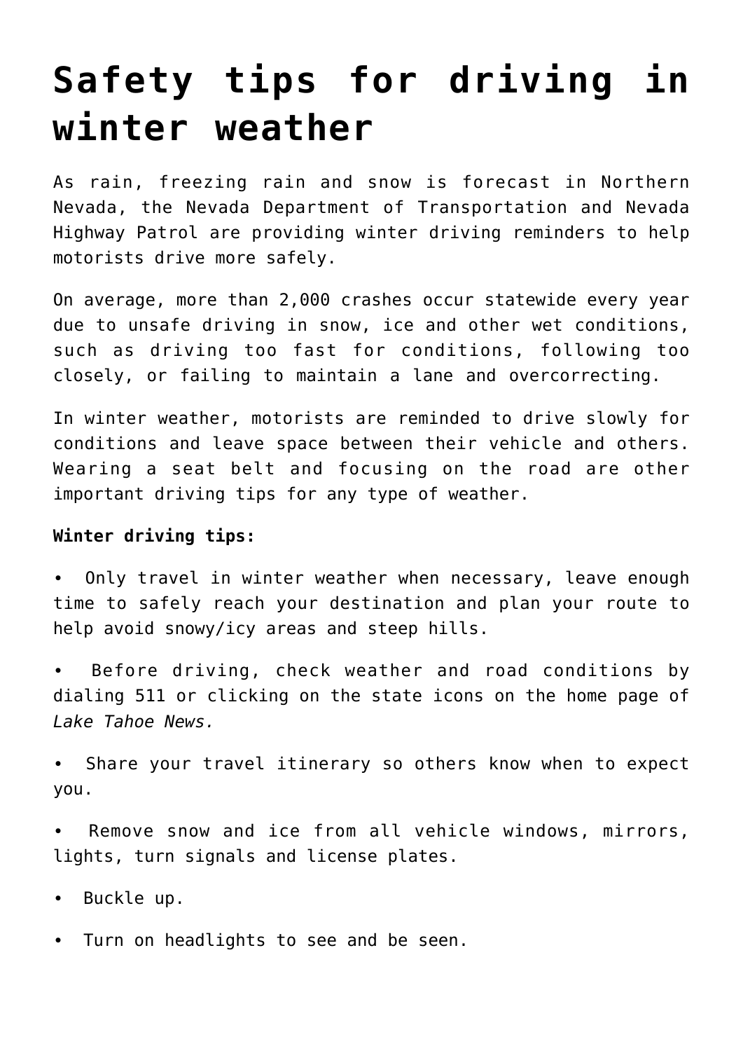# Safety tips for driving in winter weather

As rain, freezing rain and snow is forecast in Northern Nevada, the Nevada Department of Transportation and Nevada Highway Patrol are providing winter driving reminders to help motorists drive more safely.

On average, more than 2,000 crashes occur statewide every year due to unsafe driving in snow, ice and other wet conditions, such as driving too fast for conditions, following too closely, or failing to maintain a lane and overcorrecting.

In winter weather, motorists are reminded to drive slowly for conditions and leave space between their vehicle and others. Wearing a seat belt and focusing on the road are other important driving tips for any type of weather.

**Winter driving tips:**

- Only travel in winter weather when necessary, leave enough time to safely reach your destination and plan your route to help avoid snowy/icy areas and steep hills.
- Before driving, check weather and road conditions by dialing 511 or clicking on the state icons on the home page of *Lake Tahoe News.*
- Share your travel itinerary so others know when to expect you.
- Remove snow and ice from all vehicle windows, mirrors, lights, turn signals and license plates.
- Buckle up.
- Turn on headlights to see and be seen.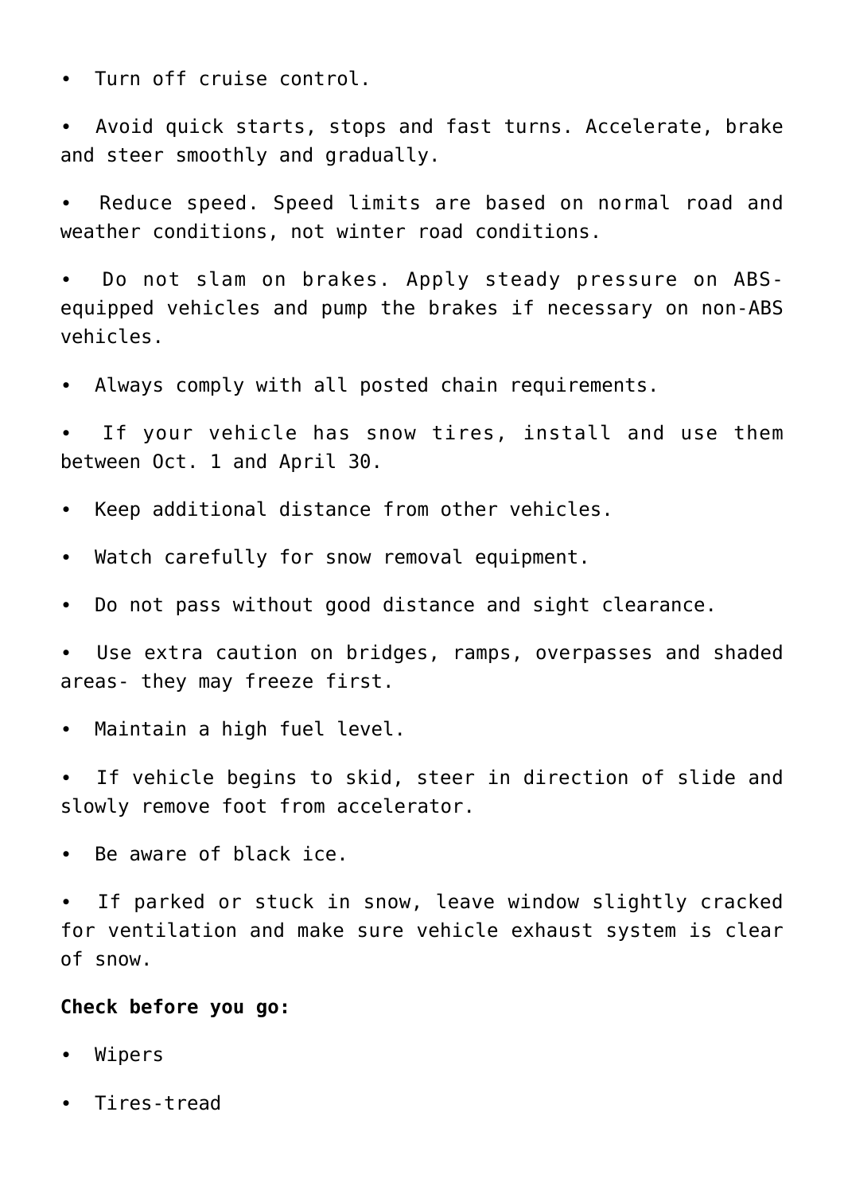- Turn off cruise control.
- Avoid quick starts, stops and fast turns. Accelerate, brake and steer smoothly and gradually.
- Reduce speed. Speed limits are based on normal road and weather conditions, not winter road conditions.
- Do not slam on brakes. Apply steady pressure on ABS-equipped vehicles and pump the brakes if necessary on non-ABS vehicles.
- Always comply with all posted chain requirements.
- If your vehicle has snow tires, install and use them between Oct. 1 and April 30.
- Keep additional distance from other vehicles.
- Watch carefully for snow removal equipment.
- Do not pass without good distance and sight clearance.
- Use extra caution on bridges, ramps, overpasses and shaded areas- they may freeze first.
- Maintain a high fuel level.
- If vehicle begins to skid, steer in direction of slide and slowly remove foot from accelerator.
- Be aware of black ice.
- If parked or stuck in snow, leave window slightly cracked for ventilation and make sure vehicle exhaust system is clear of snow.

**Check before you go:**

- Wipers
- Tires-tread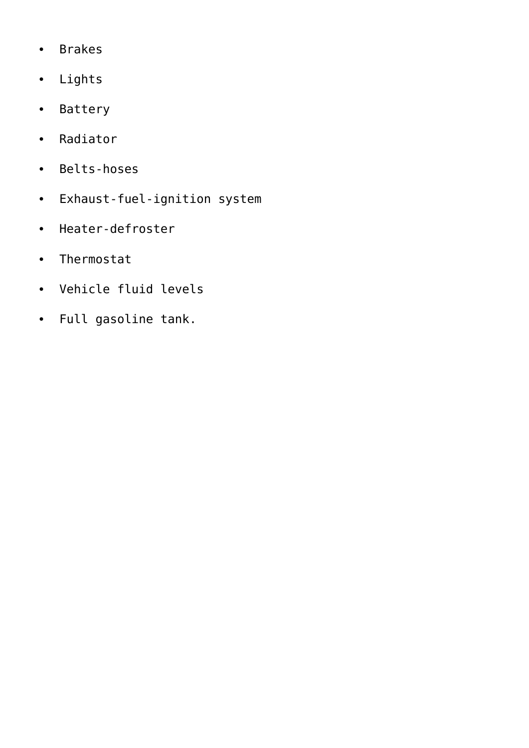- Brakes
- Lights
- Battery
- Radiator
- Belts-hoses
- Exhaust-fuel-ignition system
- Heater-defroster
- Thermostat
- Vehicle fluid levels
- Full gasoline tank.